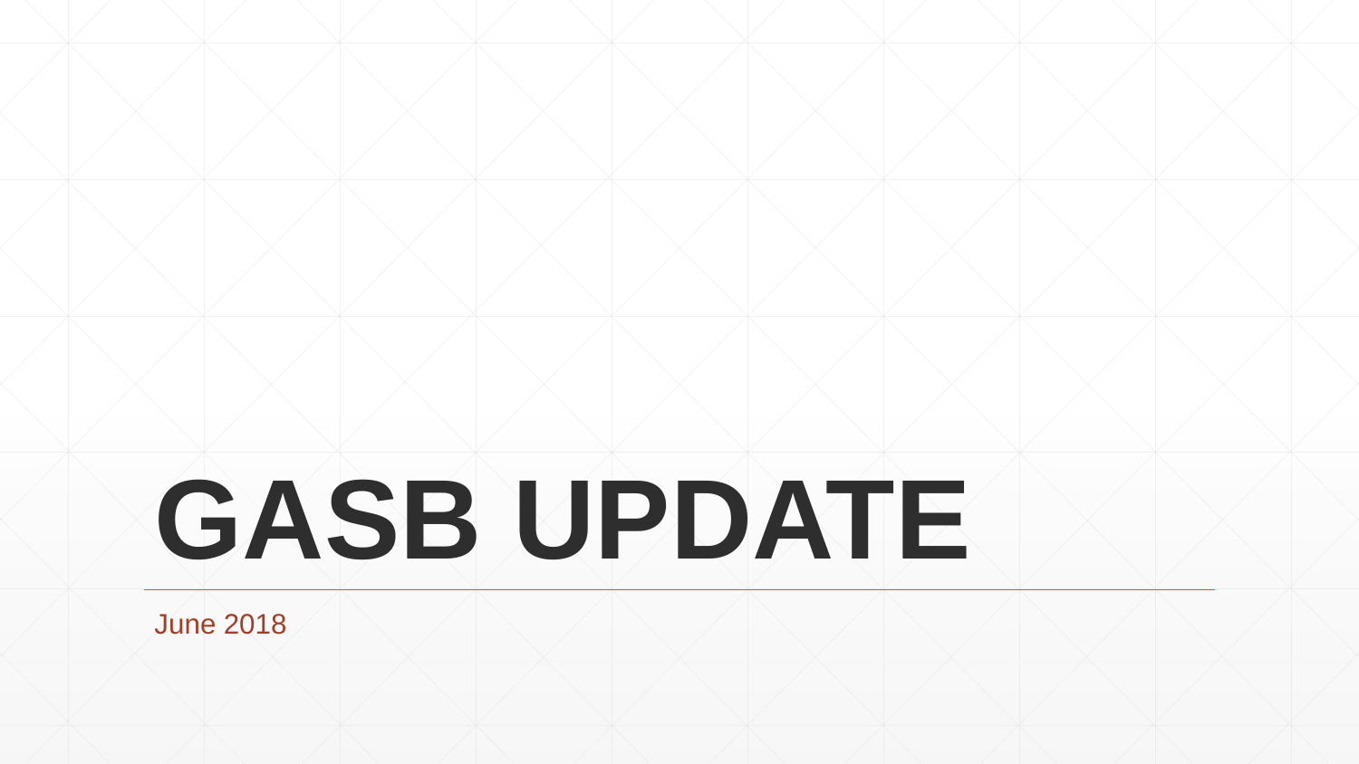# GASB UPDATE

June 2018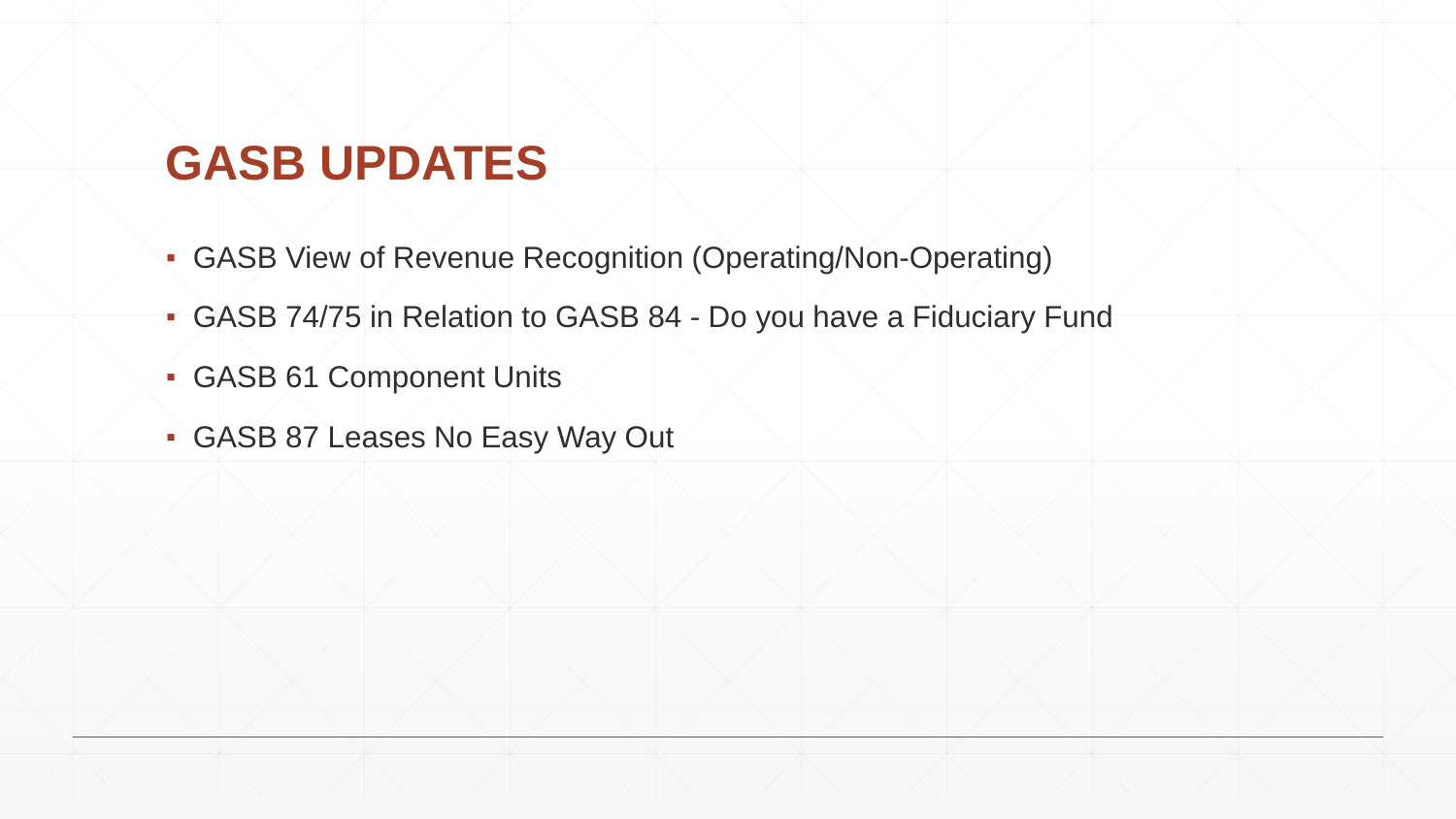# GASB UPDATES

- GASB View of Revenue Recognition (Operating/Non-Operating)
- GASB 74/75 in Relation to GASB 84 - Do you have a Fiduciary Fund
- GASB 61 Component Units
- GASB 87 Leases No Easy Way Out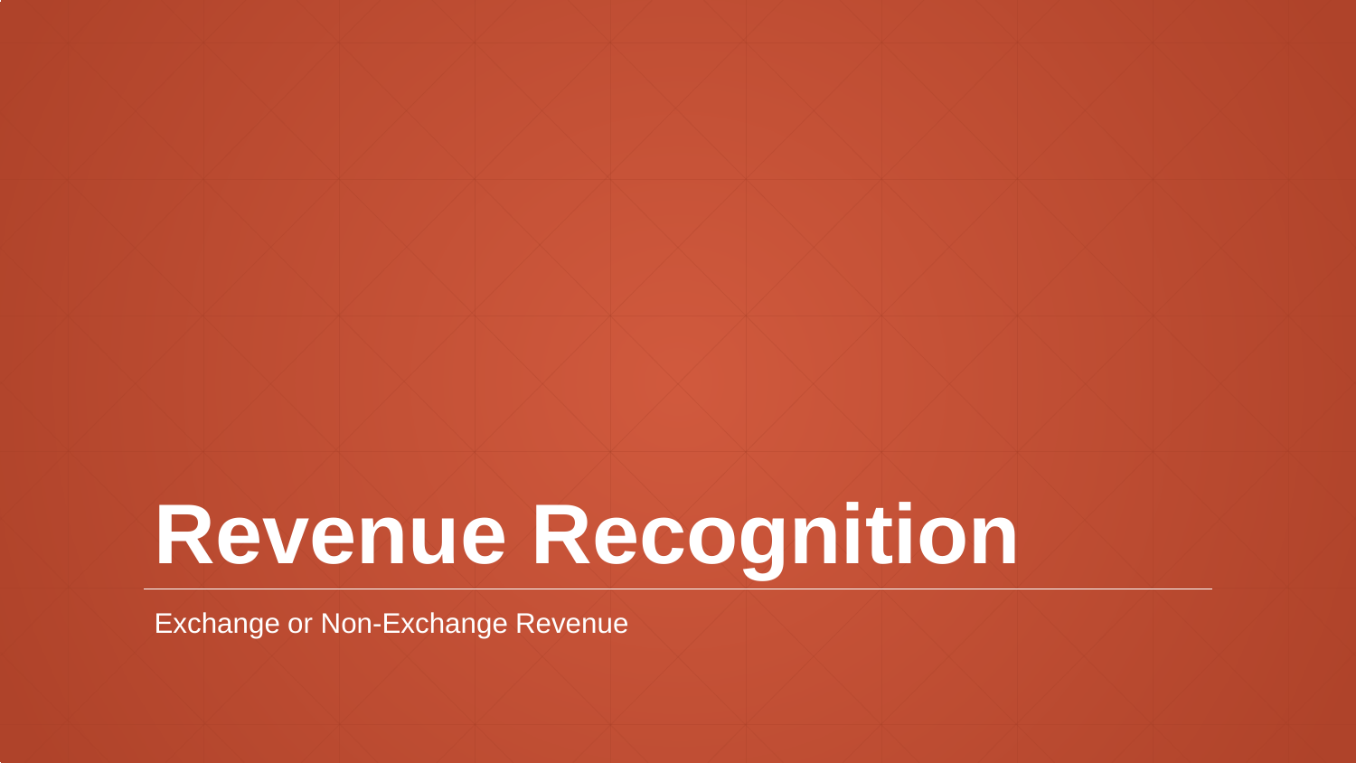# Revenue Recognition

Exchange or Non-Exchange Revenue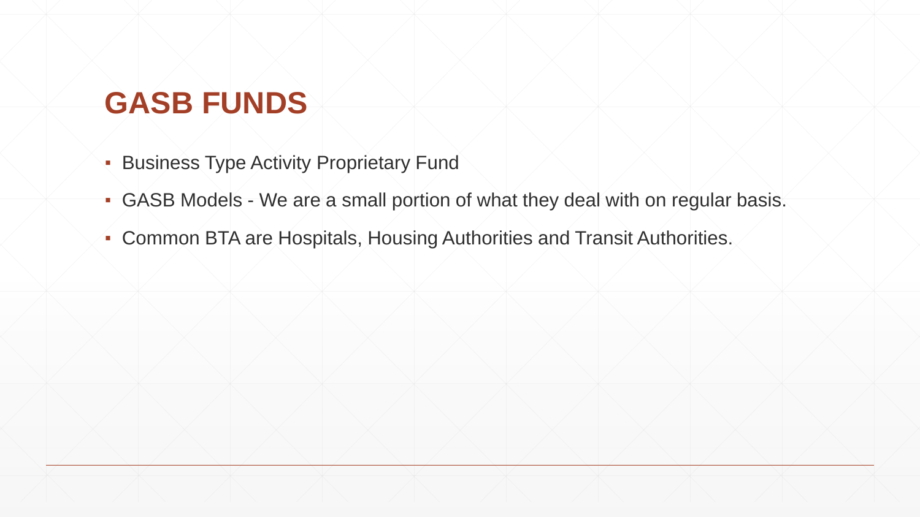# GASB FUNDS

- Business Type Activity Proprietary Fund
- GASB Models - We are a small portion of what they deal with on regular basis.
- Common BTA are Hospitals, Housing Authorities and Transit Authorities.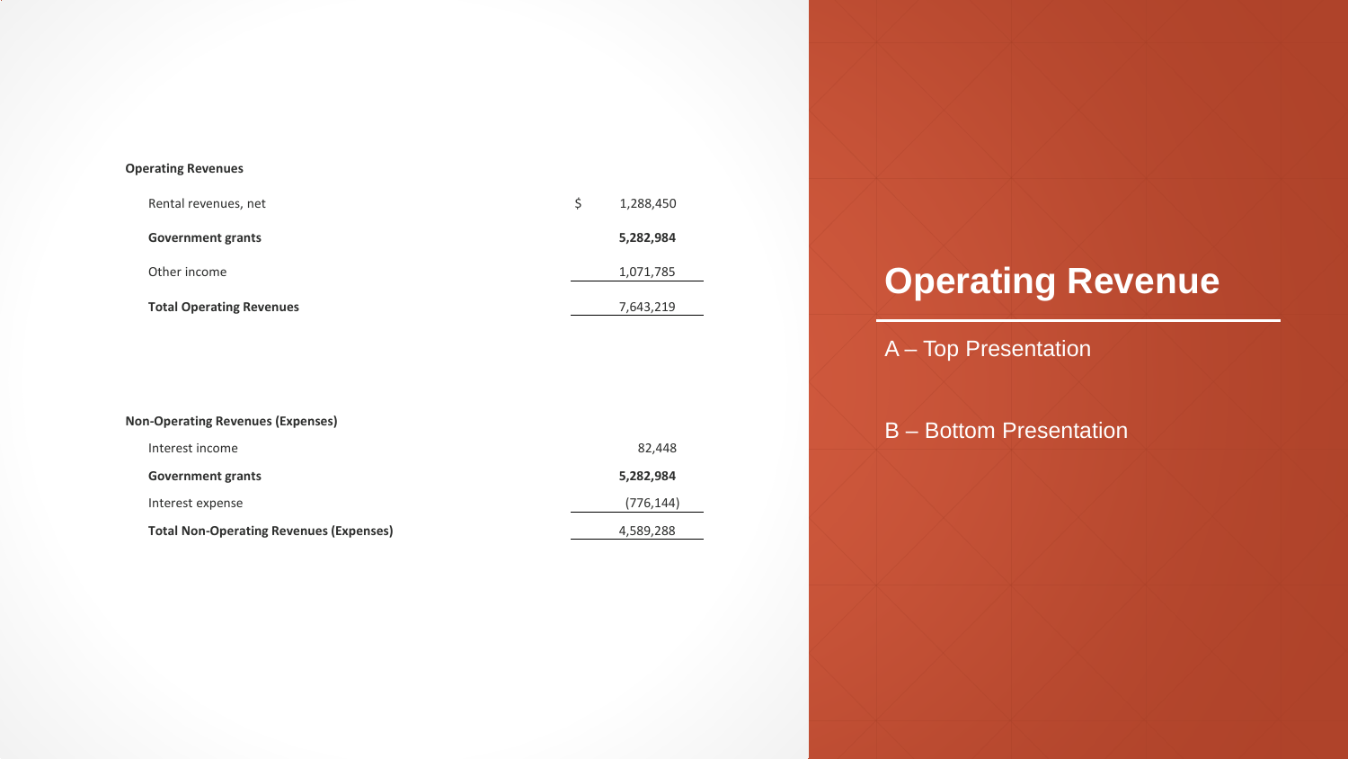# Operating Revenue

A – Top Presentation

B – Bottom Presentation

**Operating Revenues**

| | |
|---|---|
| Rental revenues, net | $ 1,288,450 |
| **Government grants** | **5,282,984** |
| Other income | 1,071,785 |
| **Total Operating Revenues** | 7,643,219 |

**Non-Operating Revenues (Expenses)**

| | |
|---|---|
| Interest income | 82,448 |
| **Government grants** | **5,282,984** |
| Interest expense | (776,144) |
| **Total Non-Operating Revenues (Expenses)** | 4,589,288 |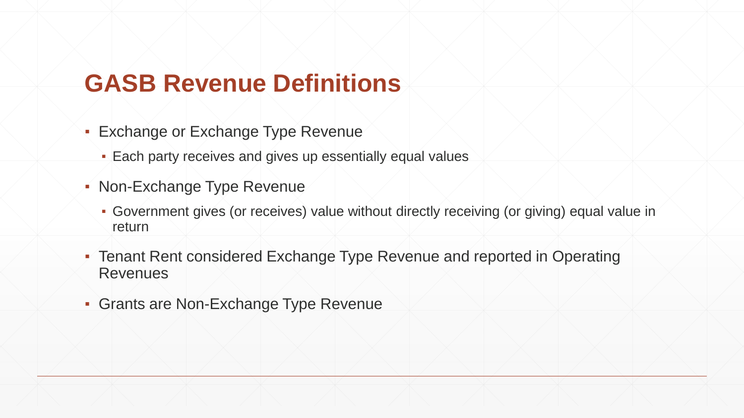# GASB Revenue Definitions

- Exchange or Exchange Type Revenue
  - Each party receives and gives up essentially equal values
- Non-Exchange Type Revenue
  - Government gives (or receives) value without directly receiving (or giving) equal value in return
- Tenant Rent considered Exchange Type Revenue and reported in Operating Revenues
- Grants are Non-Exchange Type Revenue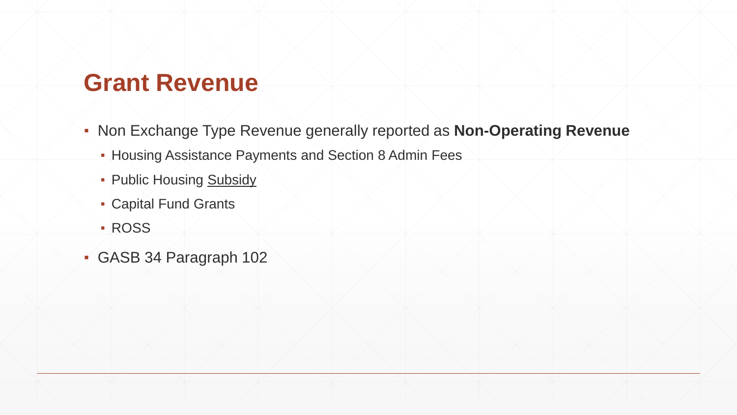# Grant Revenue

- Non Exchange Type Revenue generally reported as **Non-Operating Revenue**
  - Housing Assistance Payments and Section 8 Admin Fees
  - Public Housing <u>Subsidy</u>
  - Capital Fund Grants
  - ROSS
- GASB 34 Paragraph 102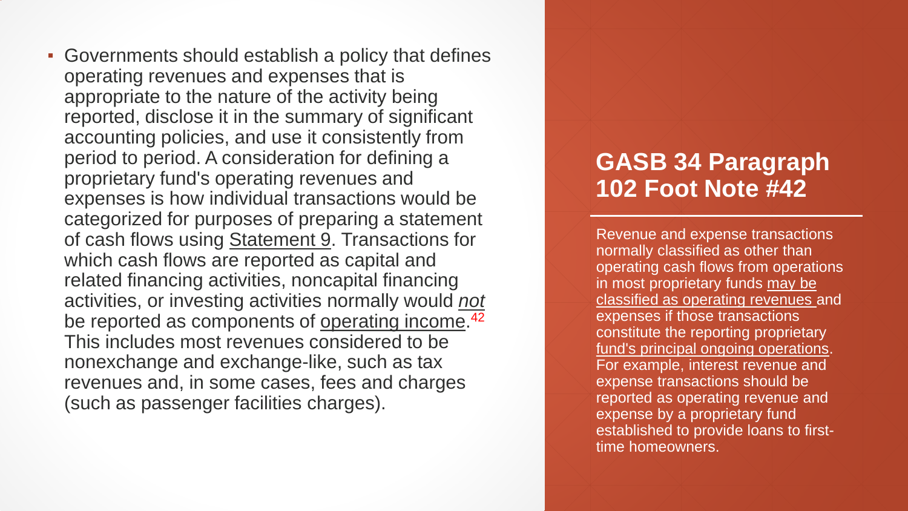- Governments should establish a policy that defines operating revenues and expenses that is appropriate to the nature of the activity being reported, disclose it in the summary of significant accounting policies, and use it consistently from period to period. A consideration for defining a proprietary fund's operating revenues and expenses is how individual transactions would be categorized for purposes of preparing a statement of cash flows using Statement 9. Transactions for which cash flows are reported as capital and related financing activities, noncapital financing activities, or investing activities normally would *not* be reported as components of operating income.[42] This includes most revenues considered to be nonexchange and exchange-like, such as tax revenues and, in some cases, fees and charges (such as passenger facilities charges).

## GASB 34 Paragraph 102 Foot Note #42

Revenue and expense transactions normally classified as other than operating cash flows from operations in most proprietary funds may be classified as operating revenues and expenses if those transactions constitute the reporting proprietary fund's principal ongoing operations. For example, interest revenue and expense transactions should be reported as operating revenue and expense by a proprietary fund established to provide loans to first-time homeowners.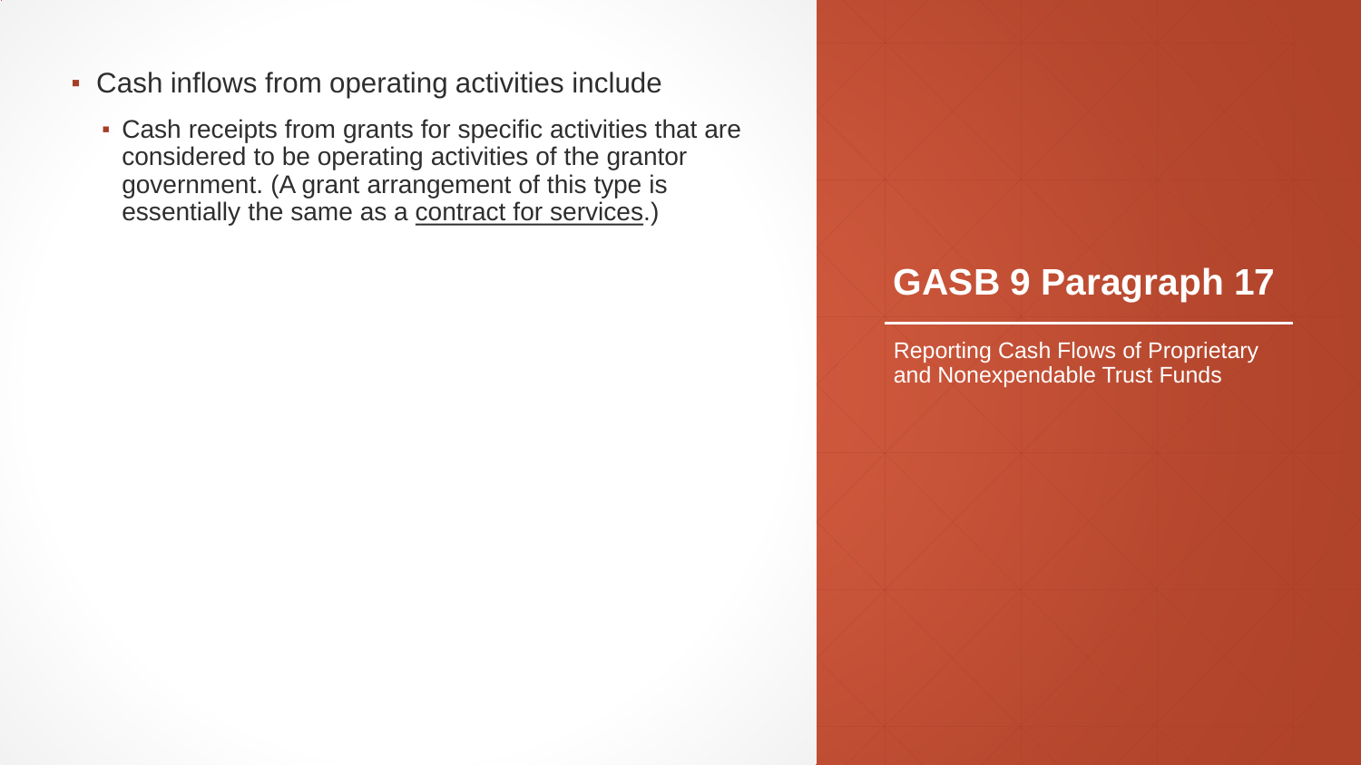## GASB 9 Paragraph 17

Reporting Cash Flows of Proprietary and Nonexpendable Trust Funds

- Cash inflows from operating activities include
  - Cash receipts from grants for specific activities that are considered to be operating activities of the grantor government. (A grant arrangement of this type is essentially the same as a contract for services.)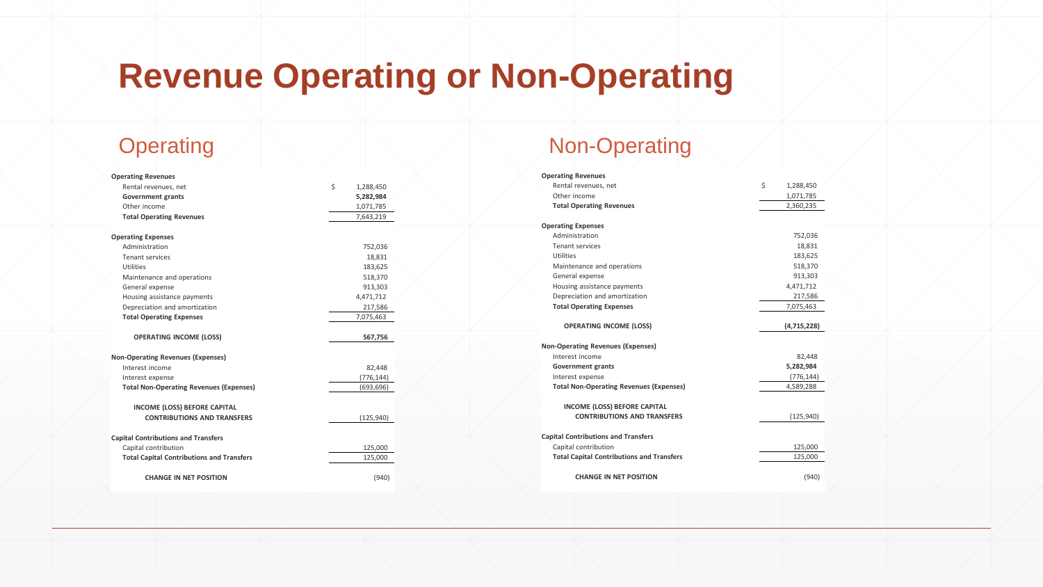# Revenue Operating or Non-Operating

## Operating

| | |
|---|---|
| **Operating Revenues** | |
| Rental revenues, net | $ 1,288,450 |
| **Government grants** | **5,282,984** |
| Other income | 1,071,785 |
| **Total Operating Revenues** | 7,643,219 |
| | |
| **Operating Expenses** | |
| Administration | 752,036 |
| Tenant services | 18,831 |
| Utilities | 183,625 |
| Maintenance and operations | 518,370 |
| General expense | 913,303 |
| Housing assistance payments | 4,471,712 |
| Depreciation and amortization | 217,586 |
| **Total Operating Expenses** | 7,075,463 |
| | |
| **OPERATING INCOME (LOSS)** | **567,756** |
| | |
| **Non-Operating Revenues (Expenses)** | |
| Interest income | 82,448 |
| Interest expense | (776,144) |
| **Total Non-Operating Revenues (Expenses)** | (693,696) |
| | |
| **INCOME (LOSS) BEFORE CAPITAL CONTRIBUTIONS AND TRANSFERS** | (125,940) |
| | |
| **Capital Contributions and Transfers** | |
| Capital contribution | 125,000 |
| **Total Capital Contributions and Transfers** | 125,000 |
| | |
| **CHANGE IN NET POSITION** | (940) |

## Non-Operating

| | |
|---|---|
| **Operating Revenues** | |
| Rental revenues, net | $ 1,288,450 |
| Other income | 1,071,785 |
| **Total Operating Revenues** | 2,360,235 |
| | |
| **Operating Expenses** | |
| Administration | 752,036 |
| Tenant services | 18,831 |
| Utilities | 183,625 |
| Maintenance and operations | 518,370 |
| General expense | 913,303 |
| Housing assistance payments | 4,471,712 |
| Depreciation and amortization | 217,586 |
| **Total Operating Expenses** | 7,075,463 |
| | |
| **OPERATING INCOME (LOSS)** | **(4,715,228)** |
| | |
| **Non-Operating Revenues (Expenses)** | |
| Interest income | 82,448 |
| **Government grants** | **5,282,984** |
| Interest expense | (776,144) |
| **Total Non-Operating Revenues (Expenses)** | 4,589,288 |
| | |
| **INCOME (LOSS) BEFORE CAPITAL CONTRIBUTIONS AND TRANSFERS** | (125,940) |
| | |
| **Capital Contributions and Transfers** | |
| Capital contribution | 125,000 |
| **Total Capital Contributions and Transfers** | 125,000 |
| | |
| **CHANGE IN NET POSITION** | (940) |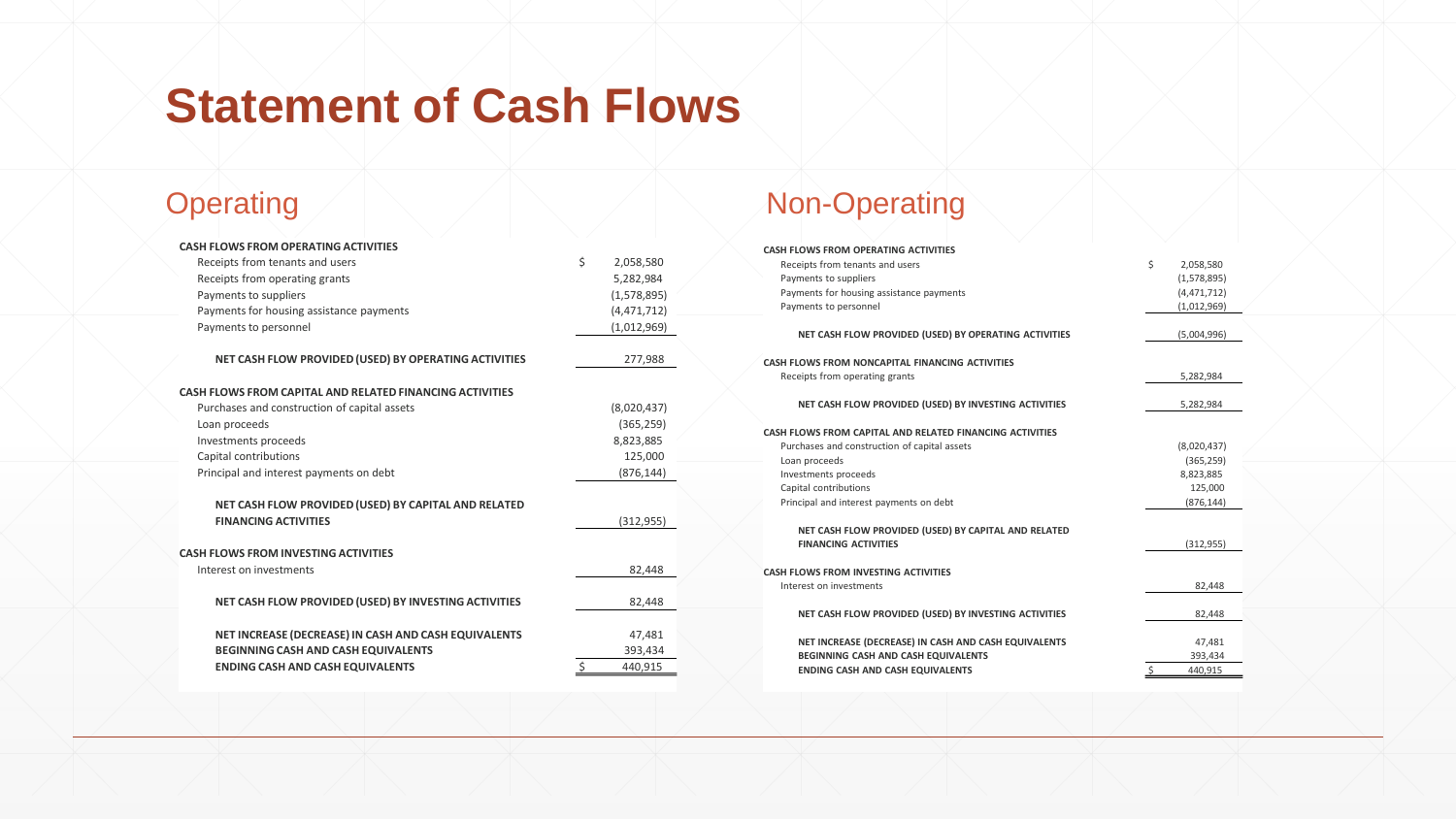# Statement of Cash Flows

## Operating

| | | |
|---|---|---|
| **CASH FLOWS FROM OPERATING ACTIVITIES** | | |
| Receipts from tenants and users | $ | 2,058,580 |
| Receipts from operating grants | | 5,282,984 |
| Payments to suppliers | | (1,578,895) |
| Payments for housing assistance payments | | (4,471,712) |
| Payments to personnel | | (1,012,969) |
| **NET CASH FLOW PROVIDED (USED) BY OPERATING ACTIVITIES** | | 277,988 |
| **CASH FLOWS FROM CAPITAL AND RELATED FINANCING ACTIVITIES** | | |
| Purchases and construction of capital assets | | (8,020,437) |
| Loan proceeds | | (365,259) |
| Investments proceeds | | 8,823,885 |
| Capital contributions | | 125,000 |
| Principal and interest payments on debt | | (876,144) |
| **NET CASH FLOW PROVIDED (USED) BY CAPITAL AND RELATED FINANCING ACTIVITIES** | | (312,955) |
| **CASH FLOWS FROM INVESTING ACTIVITIES** | | |
| Interest on investments | | 82,448 |
| **NET CASH FLOW PROVIDED (USED) BY INVESTING ACTIVITIES** | | 82,448 |
| **NET INCREASE (DECREASE) IN CASH AND CASH EQUIVALENTS** | | 47,481 |
| **BEGINNING CASH AND CASH EQUIVALENTS** | | 393,434 |
| **ENDING CASH AND CASH EQUIVALENTS** | $ | 440,915 |

## Non-Operating

| | | |
|---|---|---|
| **CASH FLOWS FROM OPERATING ACTIVITIES** | | |
| Receipts from tenants and users | $ | 2,058,580 |
| Payments to suppliers | | (1,578,895) |
| Payments for housing assistance payments | | (4,471,712) |
| Payments to personnel | | (1,012,969) |
| **NET CASH FLOW PROVIDED (USED) BY OPERATING ACTIVITIES** | | (5,004,996) |
| **CASH FLOWS FROM NONCAPITAL FINANCING ACTIVITIES** | | |
| Receipts from operating grants | | 5,282,984 |
| **NET CASH FLOW PROVIDED (USED) BY INVESTING ACTIVITIES** | | 5,282,984 |
| **CASH FLOWS FROM CAPITAL AND RELATED FINANCING ACTIVITIES** | | |
| Purchases and construction of capital assets | | (8,020,437) |
| Loan proceeds | | (365,259) |
| Investments proceeds | | 8,823,885 |
| Capital contributions | | 125,000 |
| Principal and interest payments on debt | | (876,144) |
| **NET CASH FLOW PROVIDED (USED) BY CAPITAL AND RELATED FINANCING ACTIVITIES** | | (312,955) |
| **CASH FLOWS FROM INVESTING ACTIVITIES** | | |
| Interest on investments | | 82,448 |
| **NET CASH FLOW PROVIDED (USED) BY INVESTING ACTIVITIES** | | 82,448 |
| **NET INCREASE (DECREASE) IN CASH AND CASH EQUIVALENTS** | | 47,481 |
| **BEGINNING CASH AND CASH EQUIVALENTS** | | 393,434 |
| **ENDING CASH AND CASH EQUIVALENTS** | $ | 440,915 |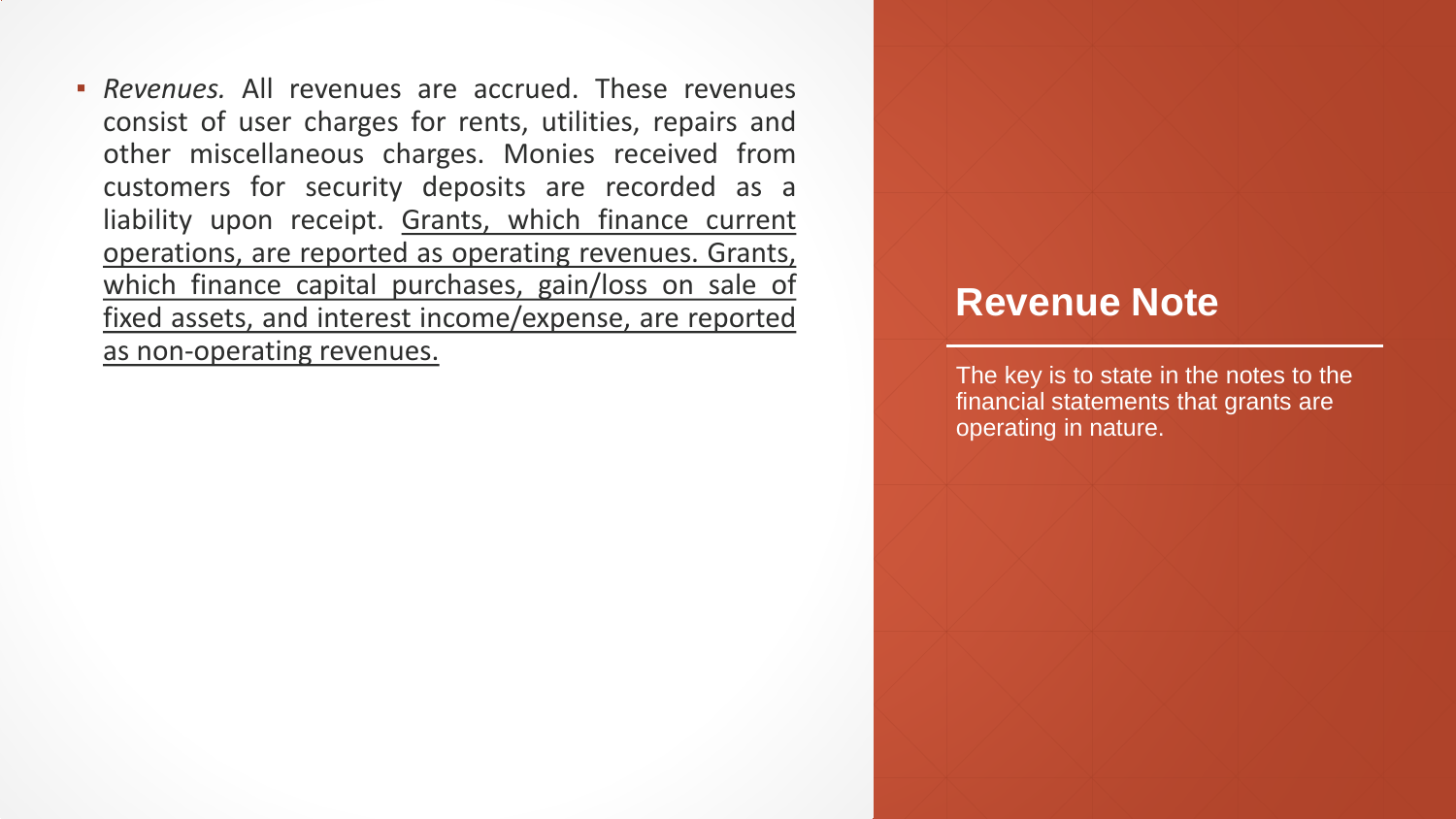- *Revenues.* All revenues are accrued. These revenues consist of user charges for rents, utilities, repairs and other miscellaneous charges. Monies received from customers for security deposits are recorded as a liability upon receipt. <u>Grants, which finance current operations, are reported as operating revenues. Grants, which finance capital purchases, gain/loss on sale of fixed assets, and interest income/expense, are reported as non-operating revenues.</u>

## Revenue Note

The key is to state in the notes to the financial statements that grants are operating in nature.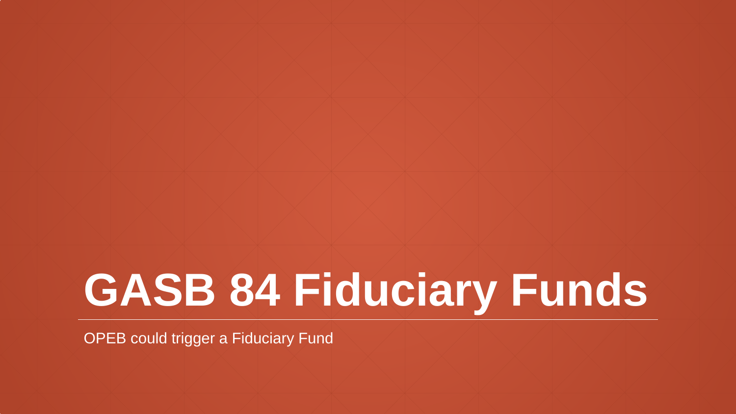# GASB 84 Fiduciary Funds

OPEB could trigger a Fiduciary Fund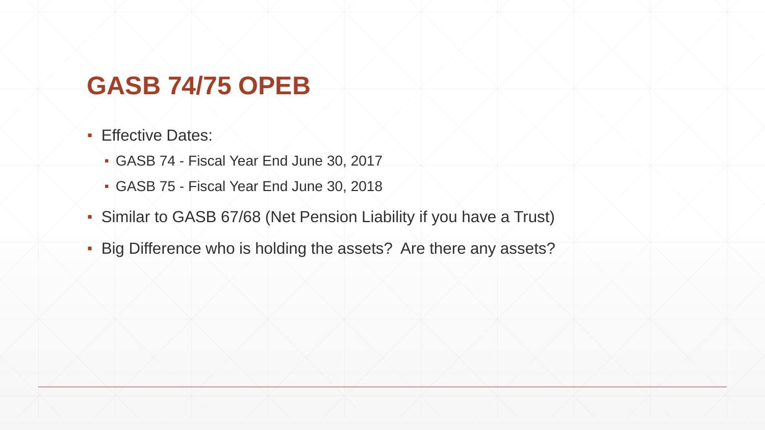# GASB 74/75 OPEB

- Effective Dates:
  - GASB 74 - Fiscal Year End June 30, 2017
  - GASB 75 - Fiscal Year End June 30, 2018
- Similar to GASB 67/68 (Net Pension Liability if you have a Trust)
- Big Difference who is holding the assets? Are there any assets?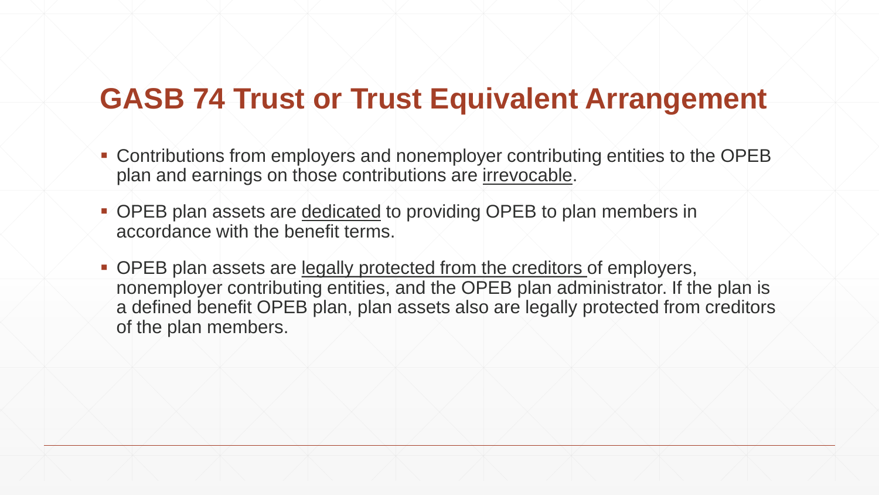# GASB 74 Trust or Trust Equivalent Arrangement

- Contributions from employers and nonemployer contributing entities to the OPEB plan and earnings on those contributions are <u>irrevocable</u>.
- OPEB plan assets are <u>dedicated</u> to providing OPEB to plan members in accordance with the benefit terms.
- OPEB plan assets are <u>legally protected from the creditors</u> of employers, nonemployer contributing entities, and the OPEB plan administrator. If the plan is a defined benefit OPEB plan, plan assets also are legally protected from creditors of the plan members.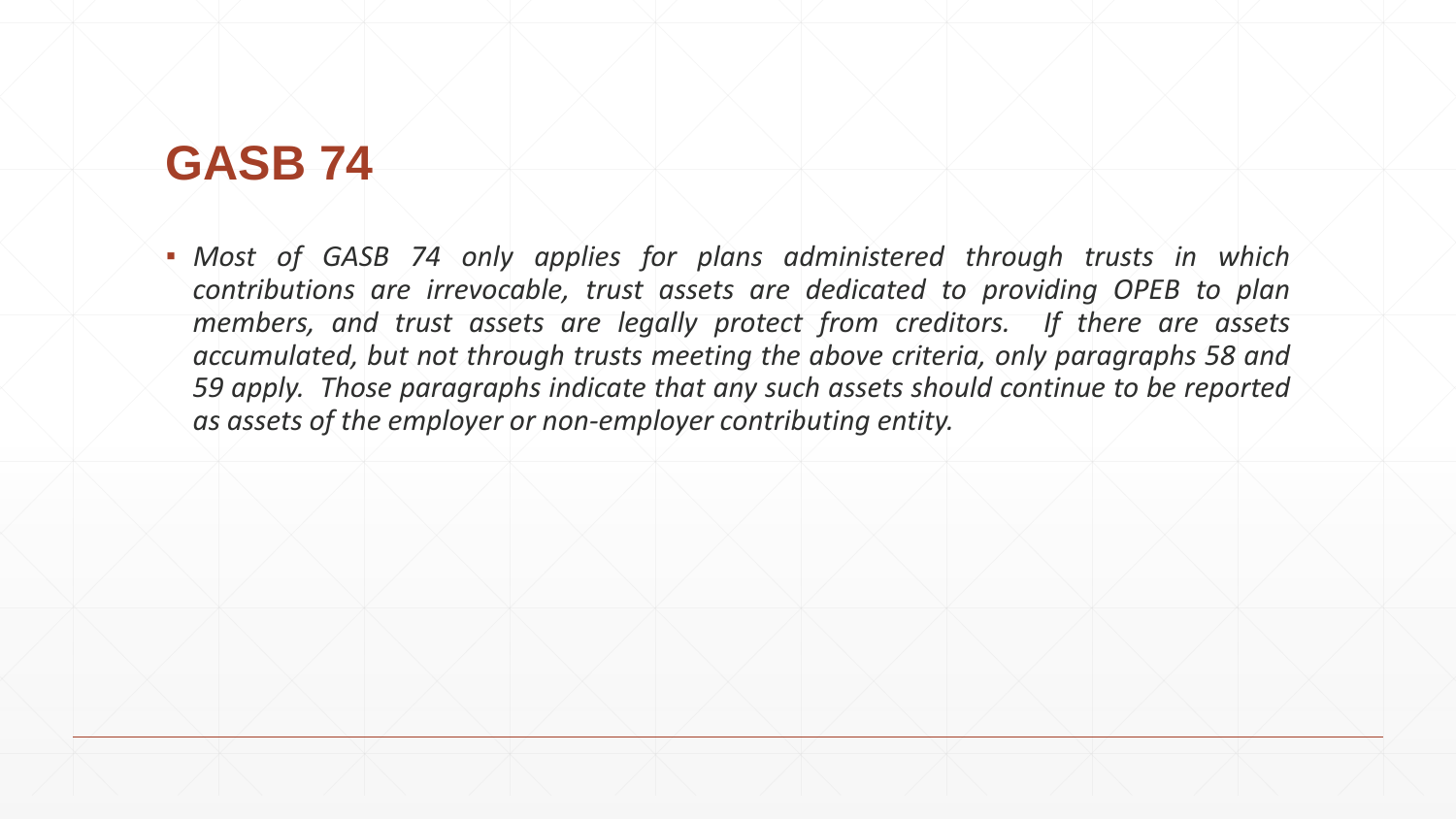# GASB 74

- *Most of GASB 74 only applies for plans administered through trusts in which contributions are irrevocable, trust assets are dedicated to providing OPEB to plan members, and trust assets are legally protect from creditors. If there are assets accumulated, but not through trusts meeting the above criteria, only paragraphs 58 and 59 apply. Those paragraphs indicate that any such assets should continue to be reported as assets of the employer or non-employer contributing entity.*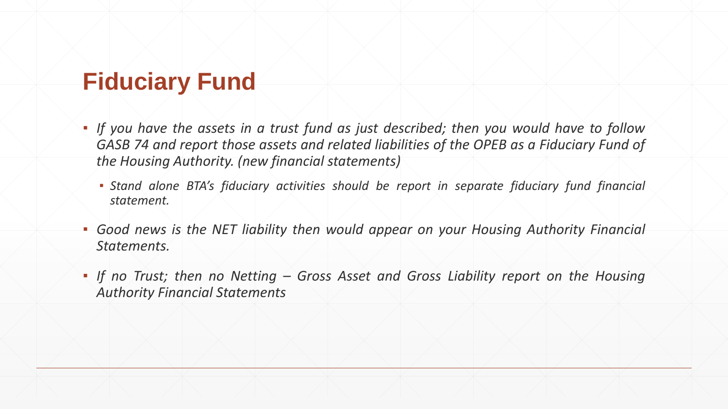# Fiduciary Fund

- *If you have the assets in a trust fund as just described; then you would have to follow GASB 74 and report those assets and related liabilities of the OPEB as a Fiduciary Fund of the Housing Authority. (new financial statements)*
  - *Stand alone BTA's fiduciary activities should be report in separate fiduciary fund financial statement.*
- *Good news is the NET liability then would appear on your Housing Authority Financial Statements.*
- *If no Trust; then no Netting – Gross Asset and Gross Liability report on the Housing Authority Financial Statements*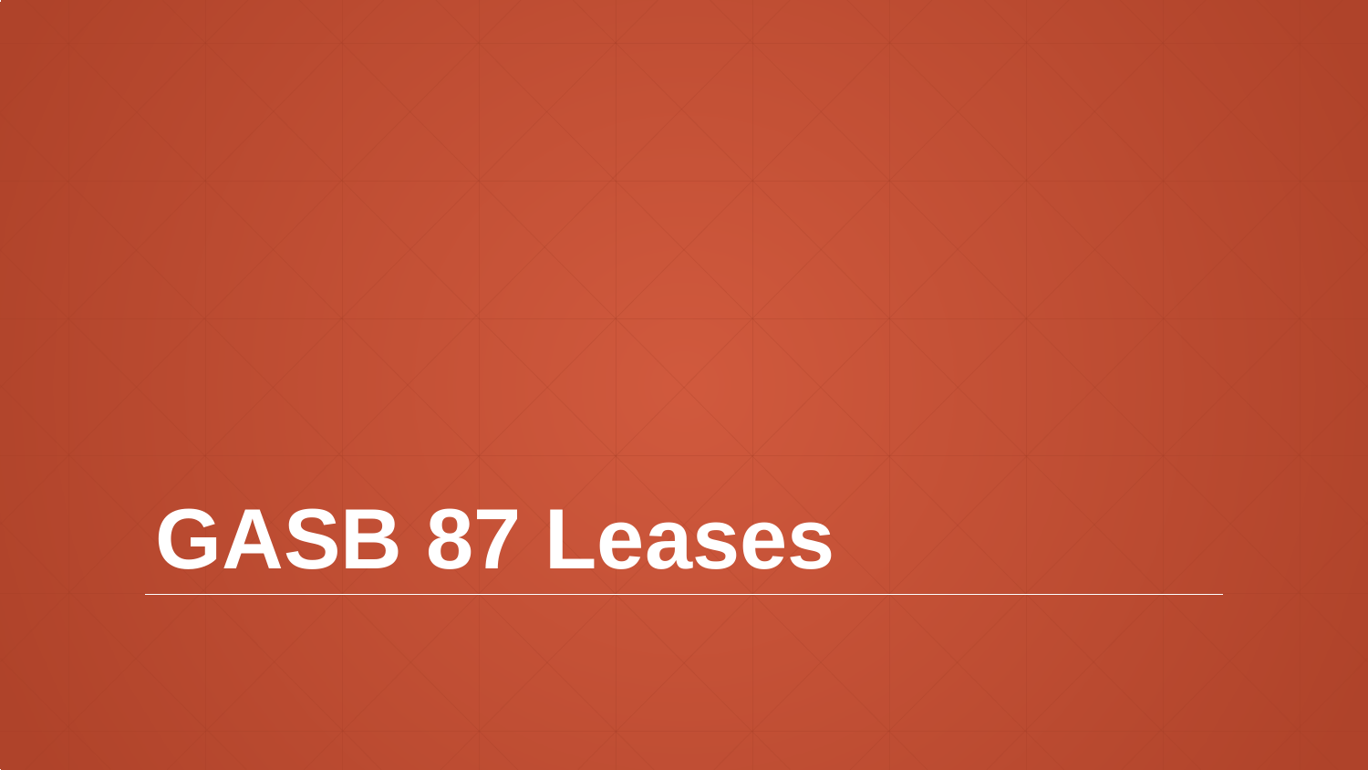# GASB 87 Leases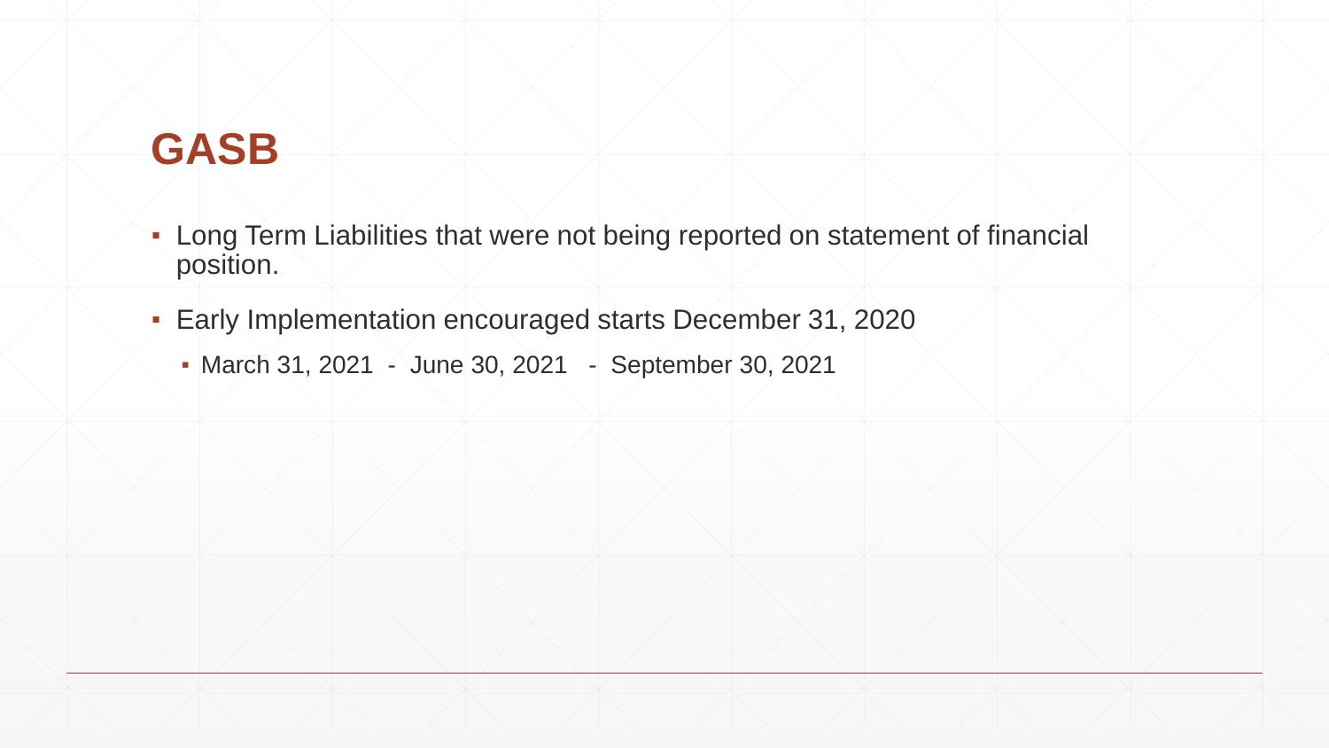# GASB

- Long Term Liabilities that were not being reported on statement of financial position.
- Early Implementation encouraged starts December 31, 2020
  - March 31, 2021 - June 30, 2021 - September 30, 2021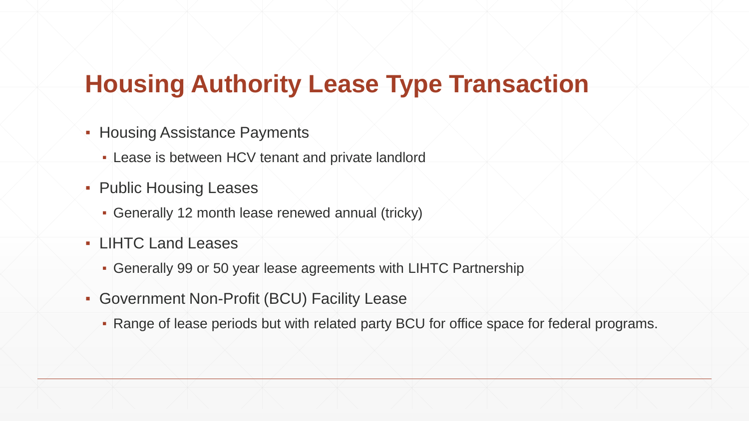# Housing Authority Lease Type Transaction

- Housing Assistance Payments
  - Lease is between HCV tenant and private landlord
- Public Housing Leases
  - Generally 12 month lease renewed annual (tricky)
- LIHTC Land Leases
  - Generally 99 or 50 year lease agreements with LIHTC Partnership
- Government Non-Profit (BCU) Facility Lease
  - Range of lease periods but with related party BCU for office space for federal programs.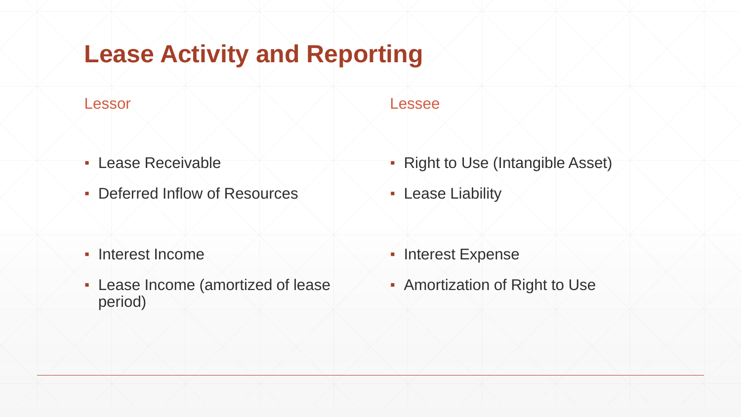# Lease Activity and Reporting

## Lessor

- Lease Receivable
- Deferred Inflow of Resources

- Interest Income
- Lease Income (amortized of lease period)

## Lessee

- Right to Use (Intangible Asset)
- Lease Liability

- Interest Expense
- Amortization of Right to Use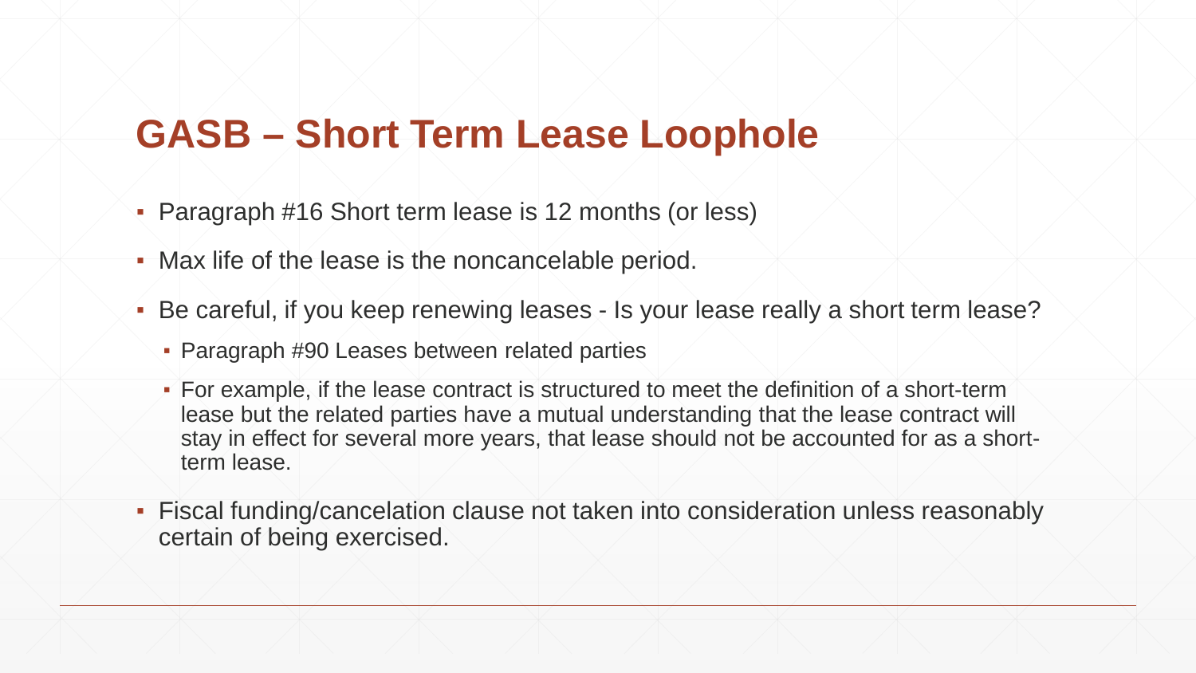# GASB – Short Term Lease Loophole

- Paragraph #16 Short term lease is 12 months (or less)
- Max life of the lease is the noncancelable period.
- Be careful, if you keep renewing leases - Is your lease really a short term lease?
  - Paragraph #90 Leases between related parties
  - For example, if the lease contract is structured to meet the definition of a short-term lease but the related parties have a mutual understanding that the lease contract will stay in effect for several more years, that lease should not be accounted for as a short-term lease.
- Fiscal funding/cancelation clause not taken into consideration unless reasonably certain of being exercised.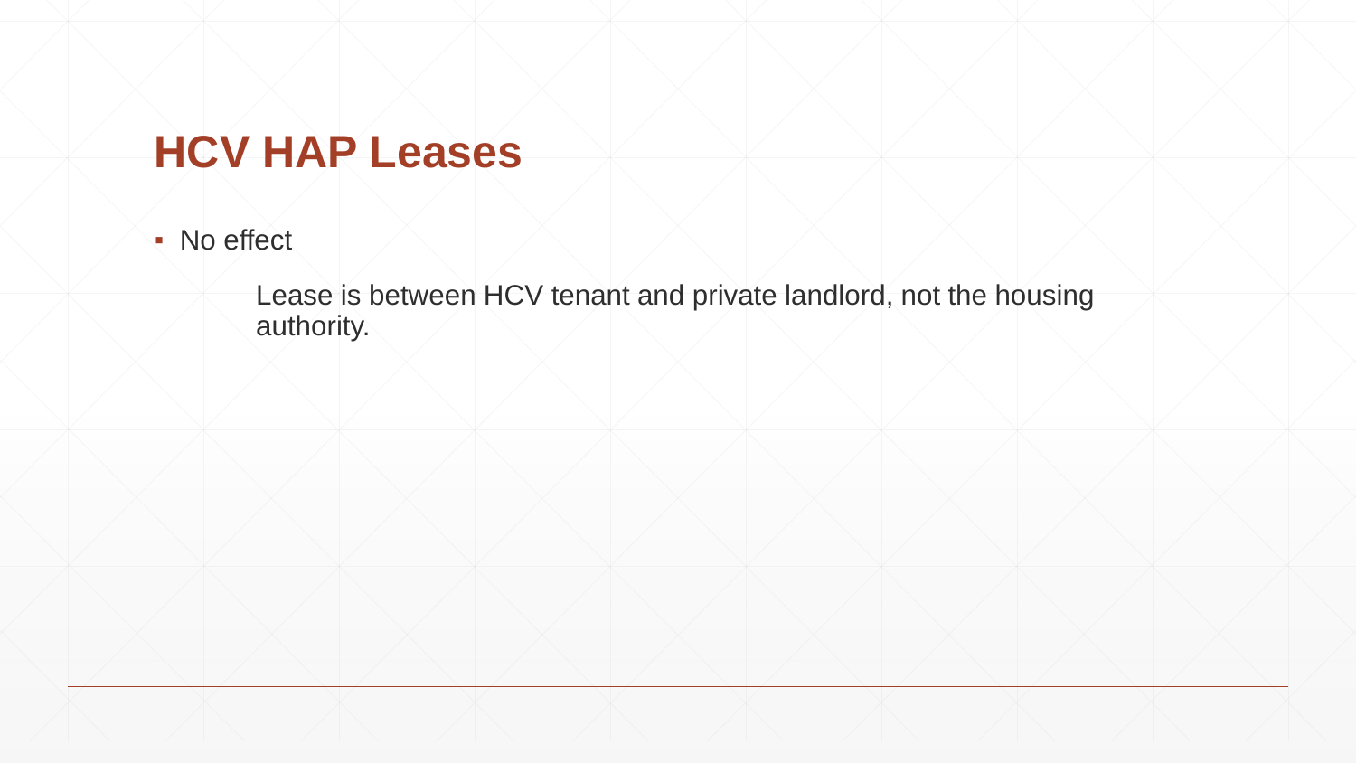# HCV HAP Leases

- No effect

  Lease is between HCV tenant and private landlord, not the housing authority.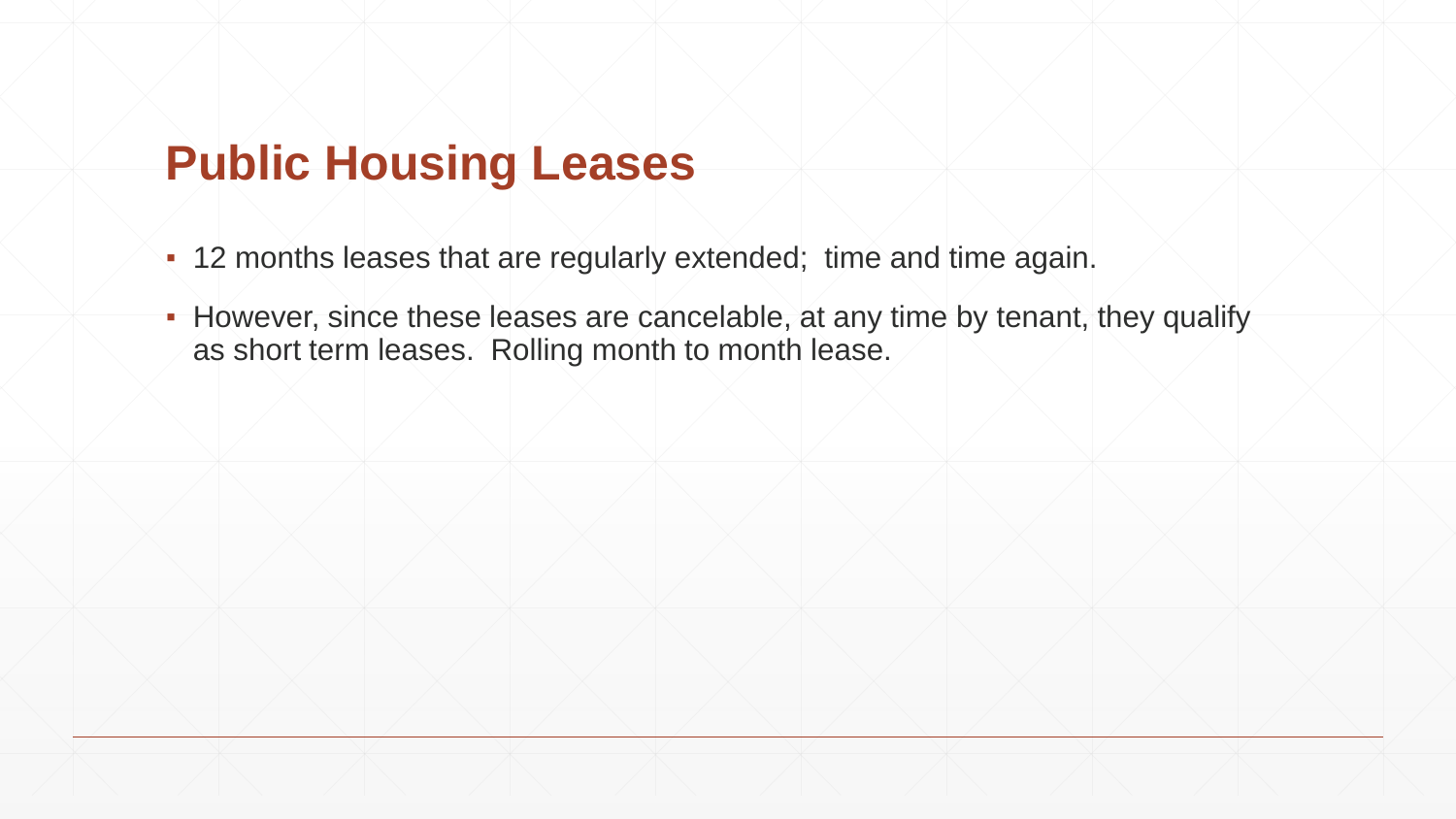# Public Housing Leases

- 12 months leases that are regularly extended;  time and time again.
- However, since these leases are cancelable, at any time by tenant, they qualify as short term leases.  Rolling month to month lease.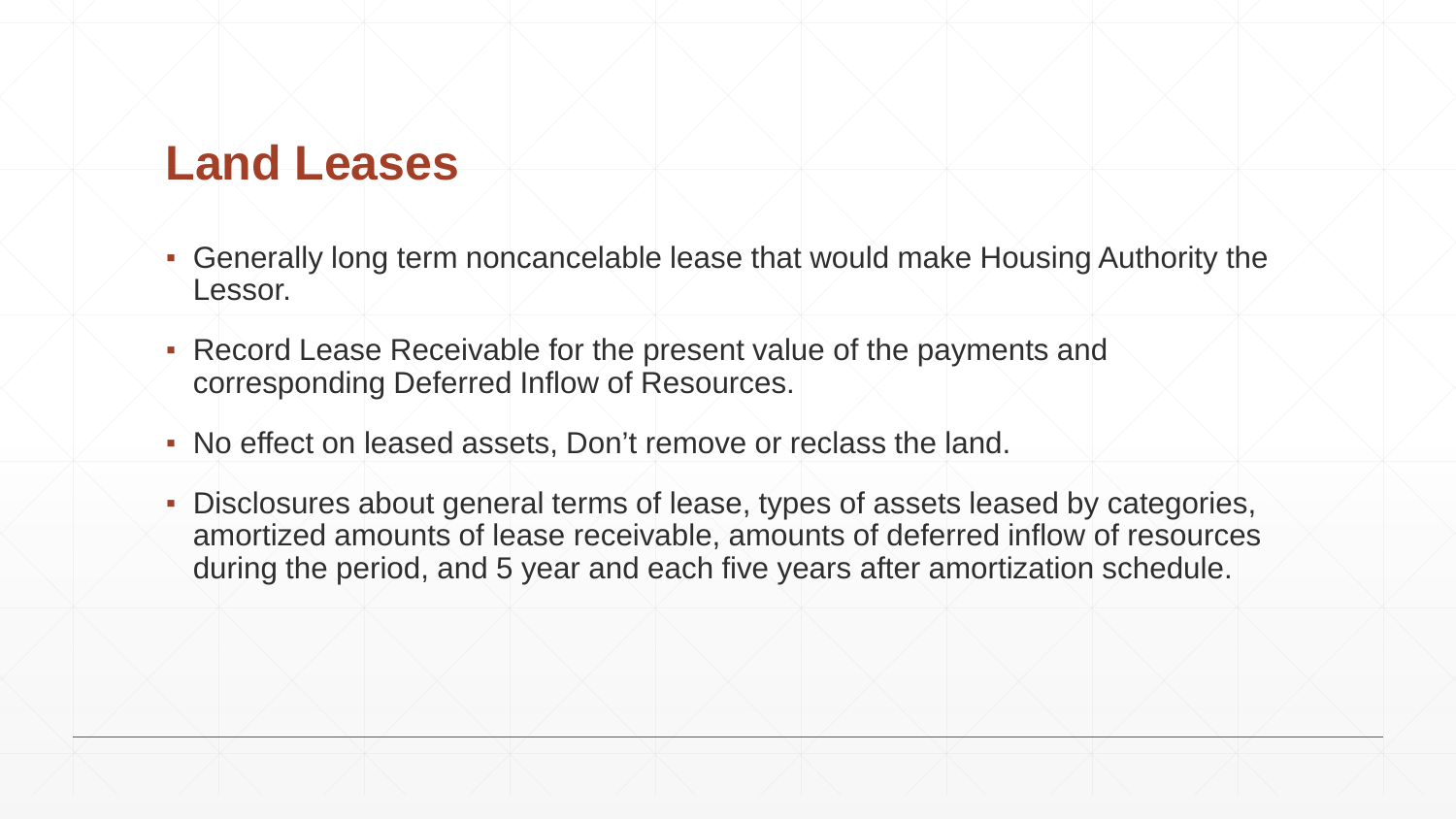# Land Leases

- Generally long term noncancelable lease that would make Housing Authority the Lessor.
- Record Lease Receivable for the present value of the payments and corresponding Deferred Inflow of Resources.
- No effect on leased assets, Don't remove or reclass the land.
- Disclosures about general terms of lease, types of assets leased by categories, amortized amounts of lease receivable, amounts of deferred inflow of resources during the period, and 5 year and each five years after amortization schedule.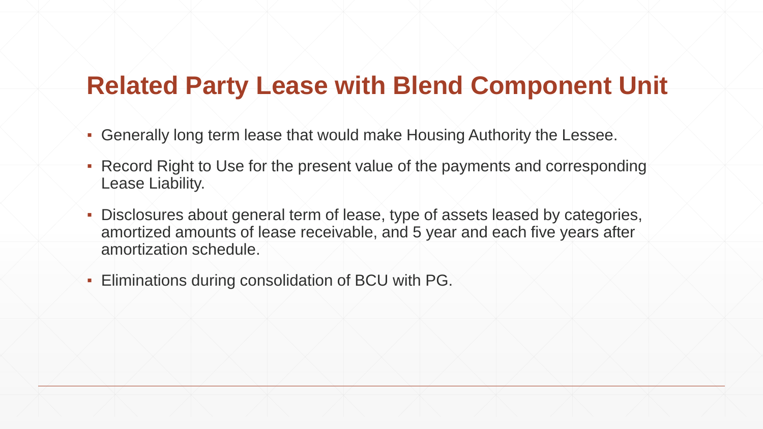# Related Party Lease with Blend Component Unit

- Generally long term lease that would make Housing Authority the Lessee.
- Record Right to Use for the present value of the payments and corresponding Lease Liability.
- Disclosures about general term of lease, type of assets leased by categories, amortized amounts of lease receivable, and 5 year and each five years after amortization schedule.
- Eliminations during consolidation of BCU with PG.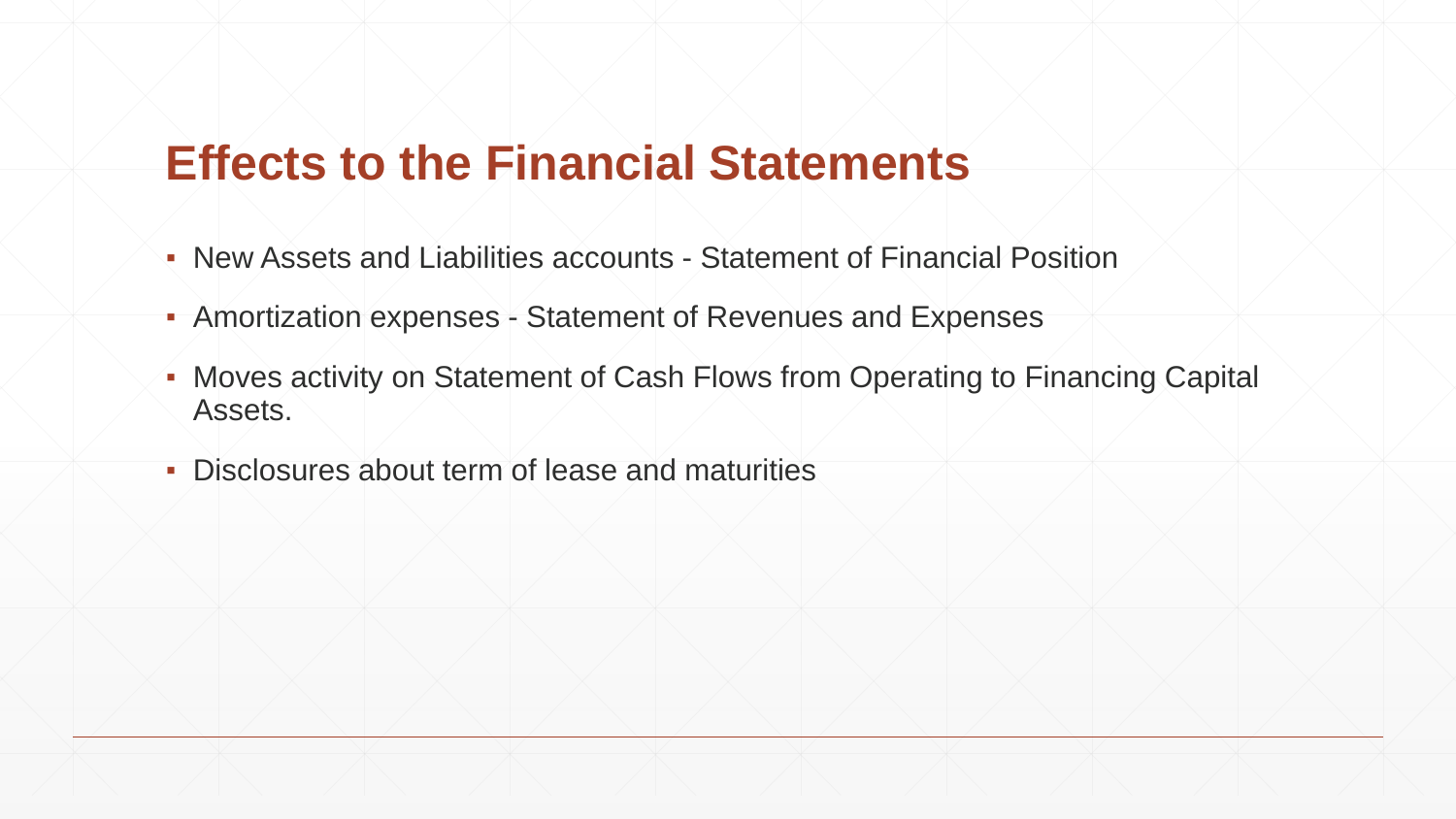# Effects to the Financial Statements

- New Assets and Liabilities accounts - Statement of Financial Position
- Amortization expenses - Statement of Revenues and Expenses
- Moves activity on Statement of Cash Flows from Operating to Financing Capital Assets.
- Disclosures about term of lease and maturities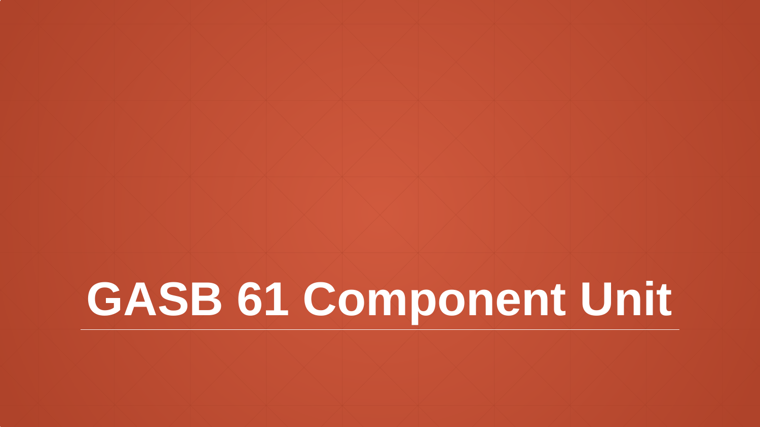# GASB 61 Component Unit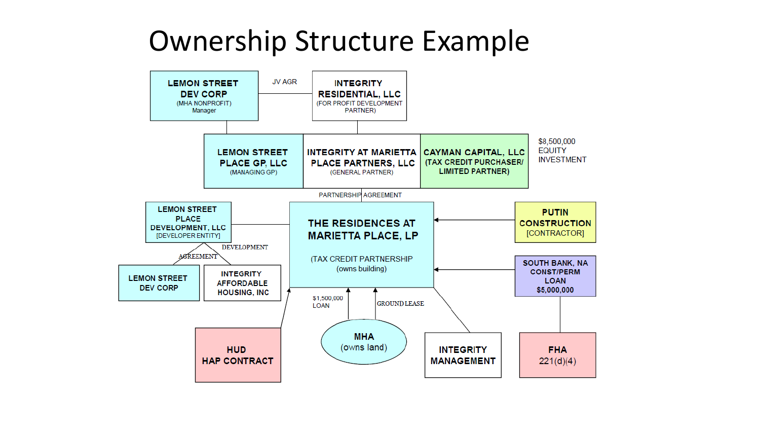# Ownership Structure Example

**LEMON STREET DEV CORP**
(MHA NONPROFIT)
Manager

JV AGR

**INTEGRITY RESIDENTIAL, LLC**
(FOR PROFIT DEVELOPMENT PARTNER)

**LEMON STREET PLACE GP, LLC**
(MANAGING GP)

**INTEGRITY AT MARIETTA PLACE PARTNERS, LLC**
(GENERAL PARTNER)

**CAYMAN CAPITAL, LLC**
(TAX CREDIT PURCHASER/ LIMITED PARTNER)

$8,500,000 EQUITY INVESTMENT

PARTNERSHIP AGREEMENT

**LEMON STREET PLACE DEVELOPMENT, LLC**
[DEVELOPER ENTITY]

DEVELOPMENT AGREEMENT

**LEMON STREET DEV CORP**

**INTEGRITY AFFORDABLE HOUSING, INC**

**THE RESIDENCES AT MARIETTA PLACE, LP**
(TAX CREDIT PARTNERSHIP (owns building)

**PUTIN CONSTRUCTION**
[CONTRACTOR]

**SOUTH BANK, NA CONST/PERM LOAN $5,000,000**

**HUD HAP CONTRACT**

$1,500,000 LOAN

GROUND LEASE

**MHA**
(owns land)

**INTEGRITY MANAGEMENT**

**FHA**
221(d)(4)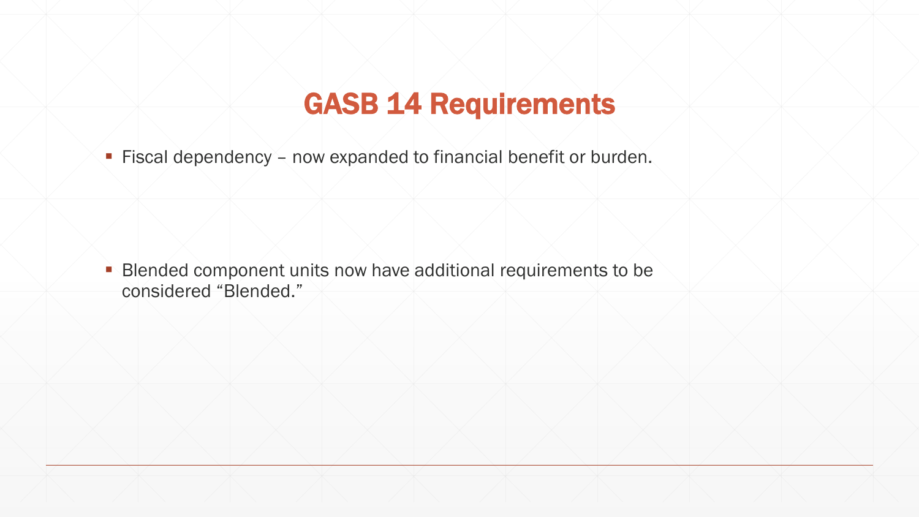# GASB 14 Requirements

- Fiscal dependency – now expanded to financial benefit or burden.

- Blended component units now have additional requirements to be considered “Blended.”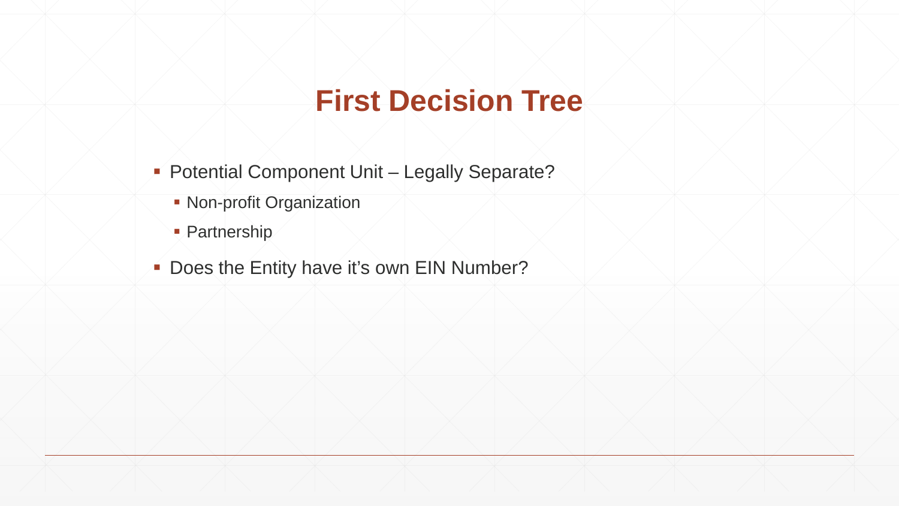# First Decision Tree

- Potential Component Unit – Legally Separate?
  - Non-profit Organization
  - Partnership
- Does the Entity have it's own EIN Number?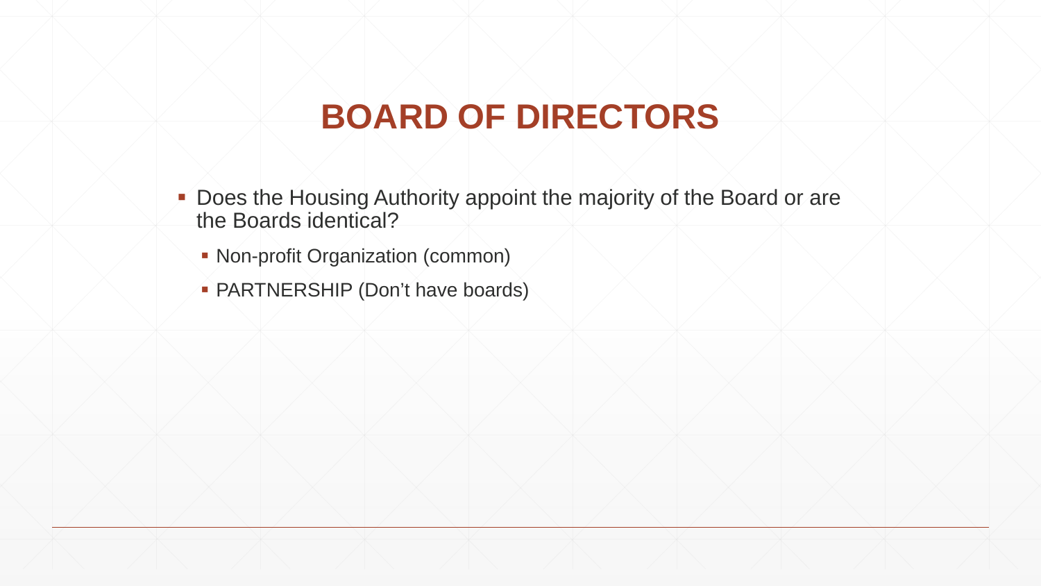# BOARD OF DIRECTORS

- Does the Housing Authority appoint the majority of the Board or are the Boards identical?
  - Non-profit Organization (common)
  - PARTNERSHIP (Don't have boards)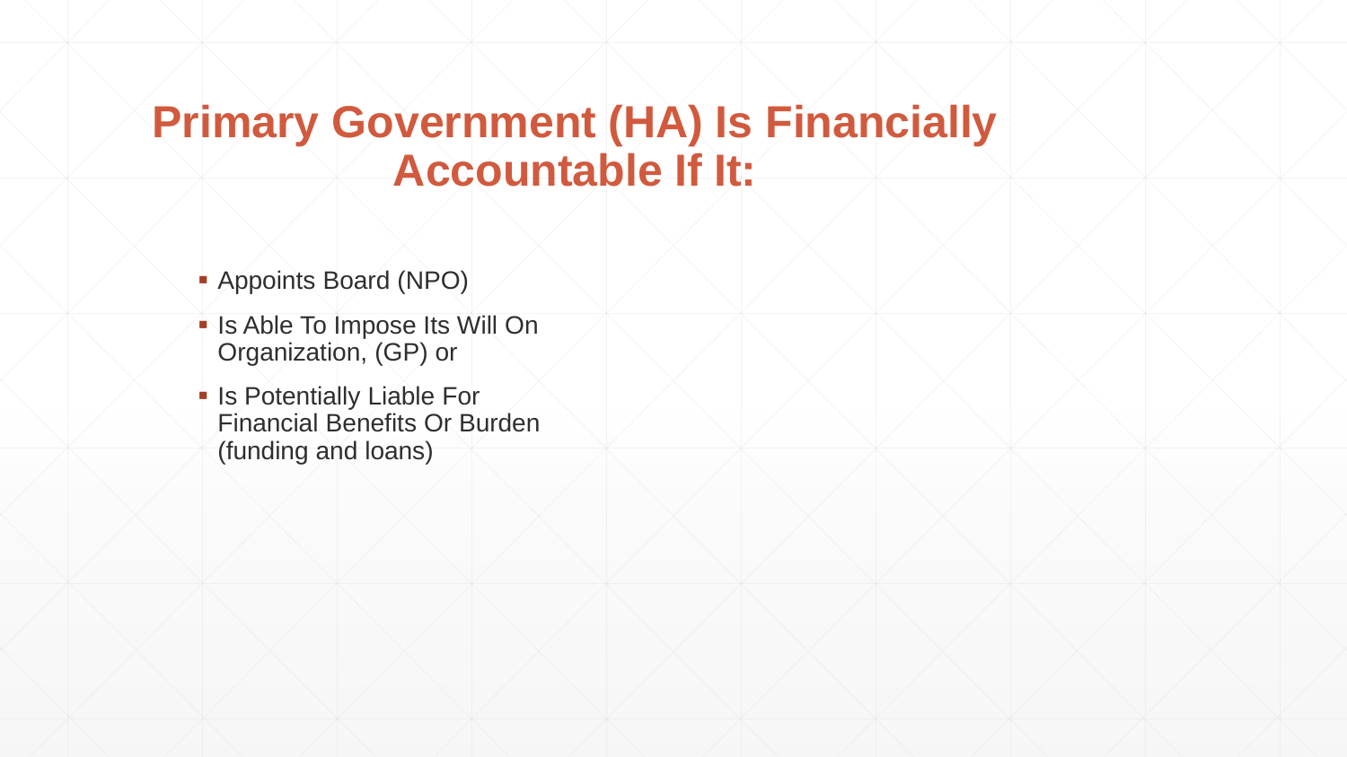# Primary Government (HA) Is Financially Accountable If It:

- Appoints Board (NPO)
- Is Able To Impose Its Will On Organization, (GP) or
- Is Potentially Liable For Financial Benefits Or Burden (funding and loans)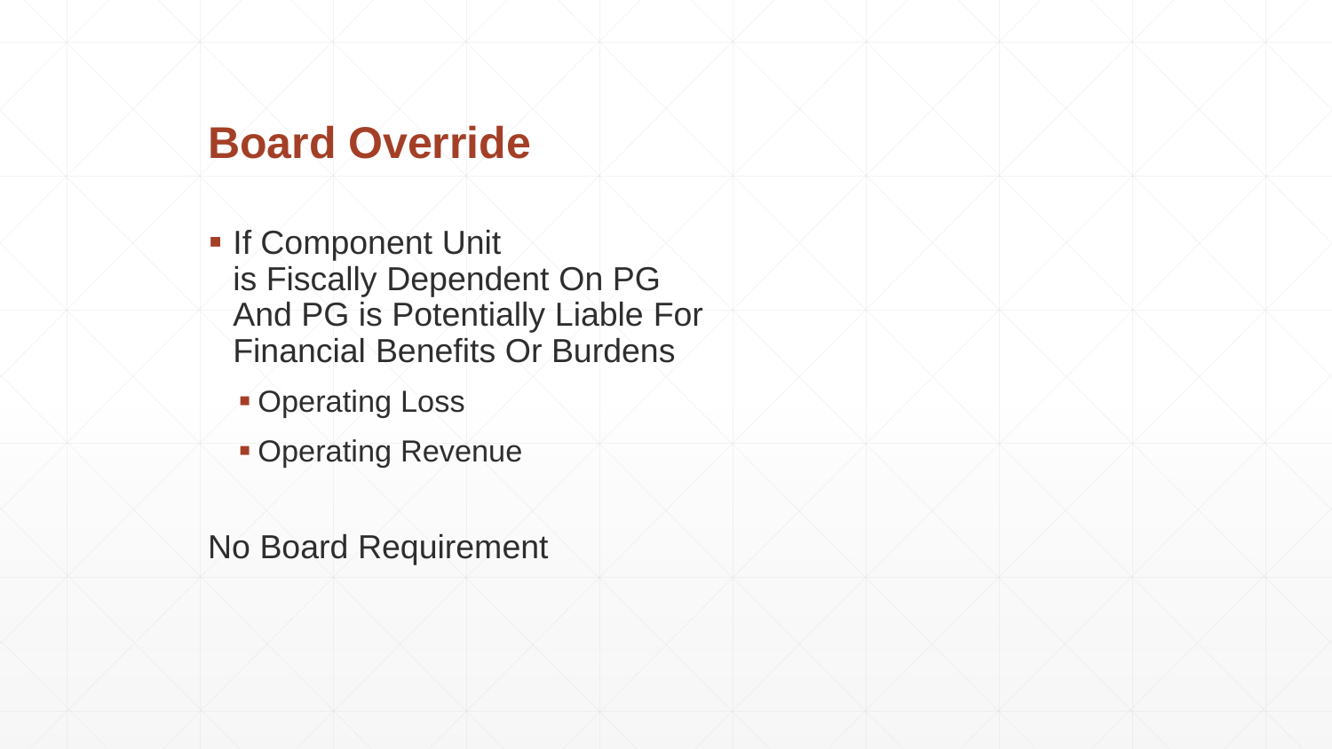# Board Override

- If Component Unit is Fiscally Dependent On PG And PG is Potentially Liable For Financial Benefits Or Burdens
  - Operating Loss
  - Operating Revenue

No Board Requirement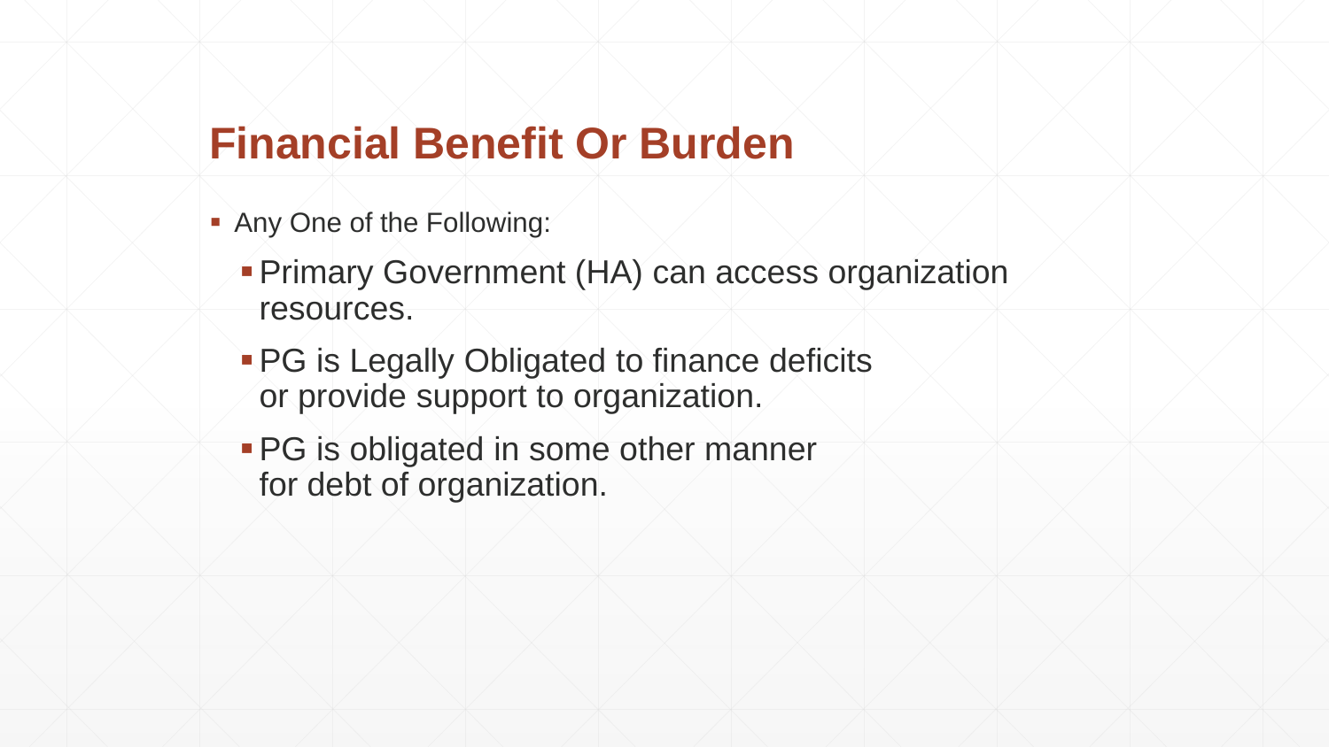# Financial Benefit Or Burden

- Any One of the Following:
  - Primary Government (HA) can access organization resources.
  - PG is Legally Obligated to finance deficits or provide support to organization.
  - PG is obligated in some other manner for debt of organization.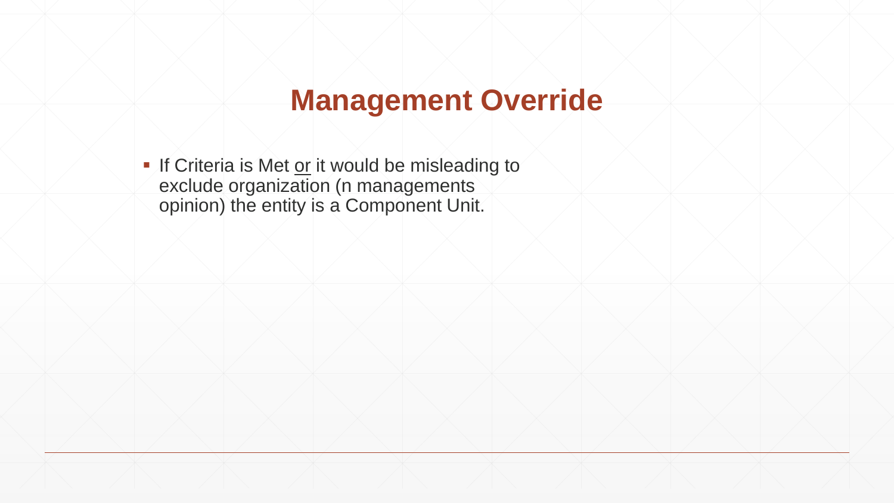# Management Override

- If Criteria is Met <u>or</u> it would be misleading to exclude organization (n managements opinion) the entity is a Component Unit.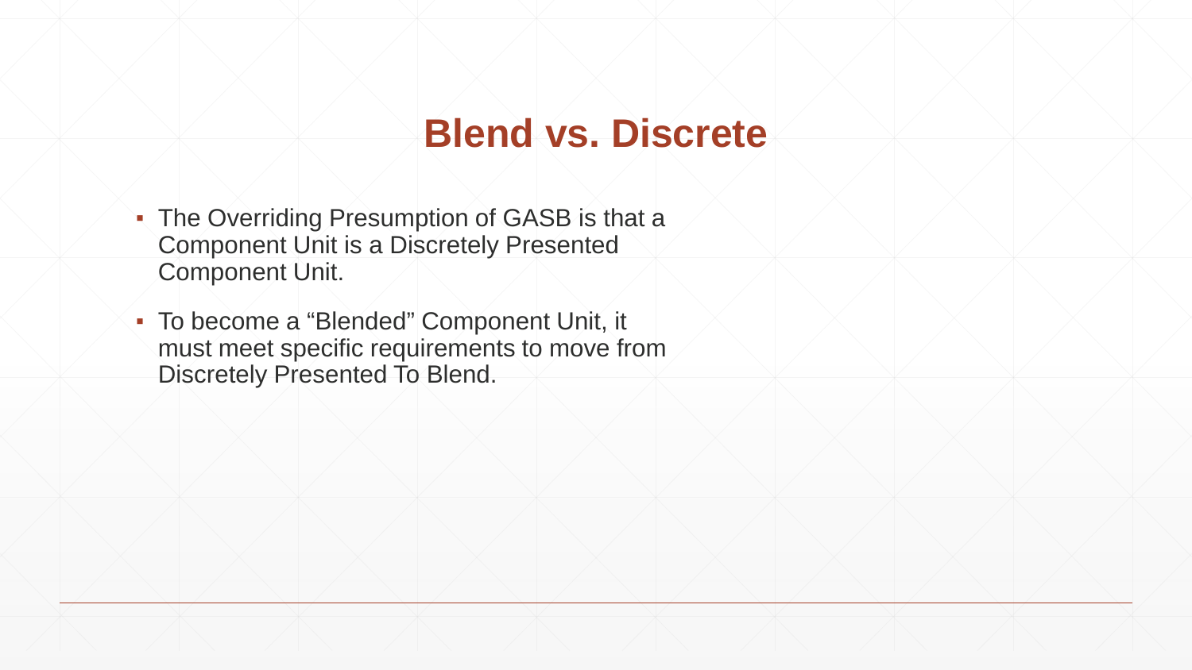# Blend vs. Discrete

- The Overriding Presumption of GASB is that a Component Unit is a Discretely Presented Component Unit.
- To become a "Blended" Component Unit, it must meet specific requirements to move from Discretely Presented To Blend.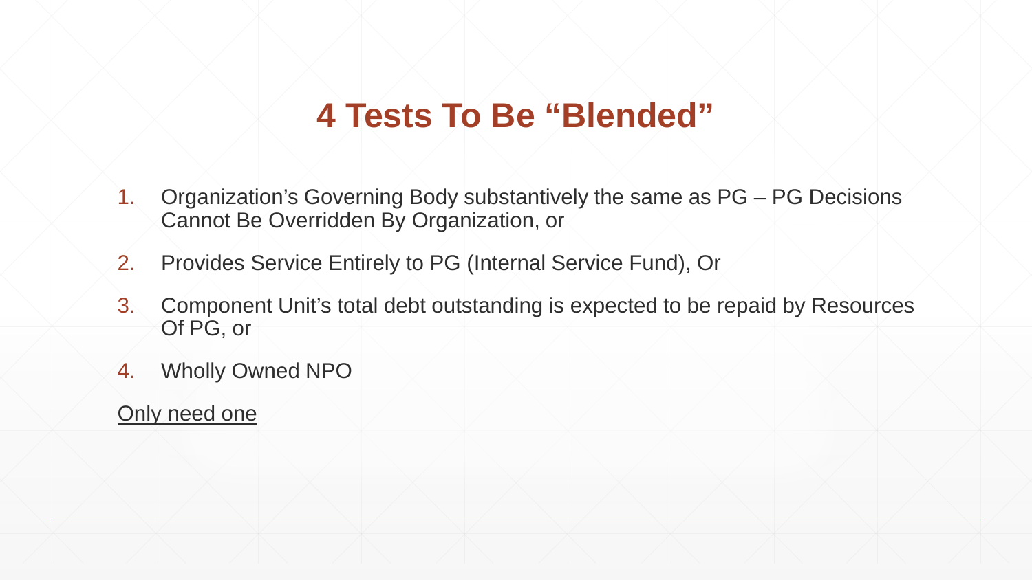# 4 Tests To Be “Blended”

1. Organization’s Governing Body substantively the same as PG – PG Decisions Cannot Be Overridden By Organization, or
2. Provides Service Entirely to PG (Internal Service Fund), Or
3. Component Unit’s total debt outstanding is expected to be repaid by Resources Of PG, or
4. Wholly Owned NPO

<u>Only need one</u>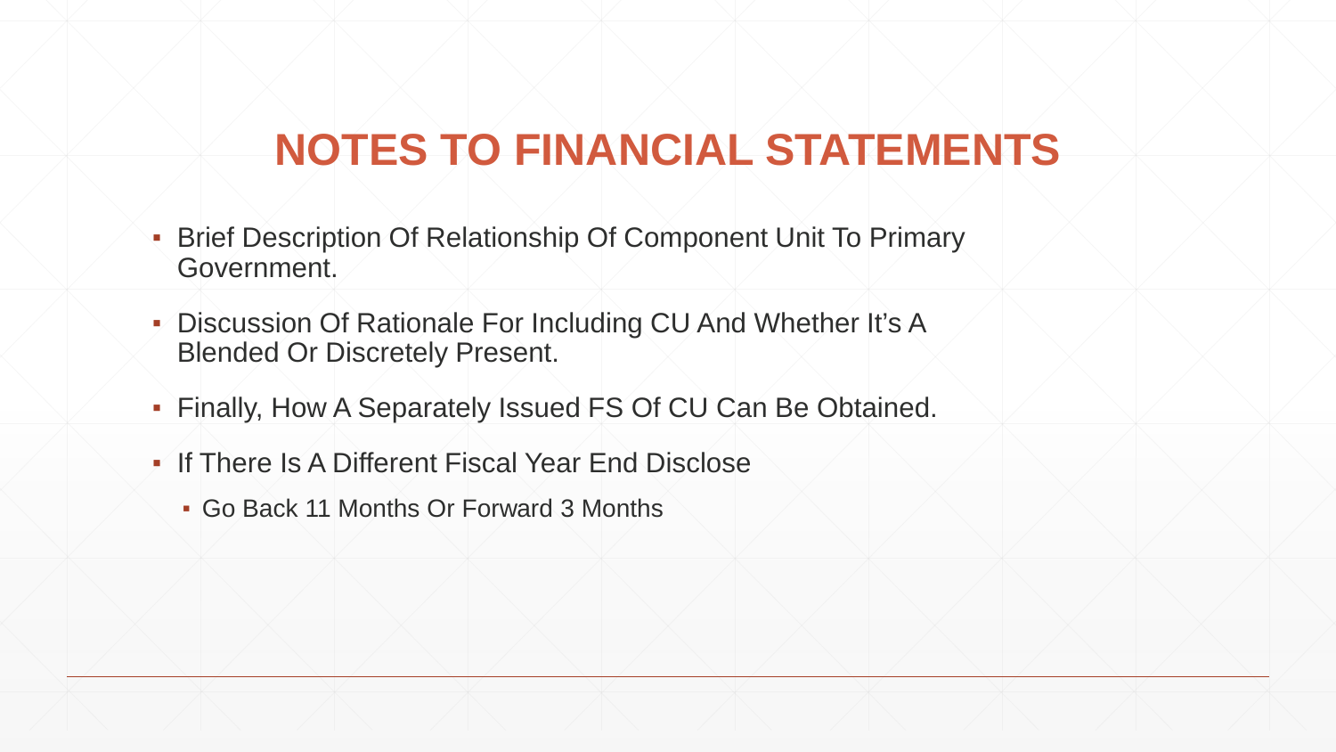# NOTES TO FINANCIAL STATEMENTS

- Brief Description Of Relationship Of Component Unit To Primary Government.
- Discussion Of Rationale For Including CU And Whether It's A Blended Or Discretely Present.
- Finally, How A Separately Issued FS Of CU Can Be Obtained.
- If There Is A Different Fiscal Year End Disclose
  - Go Back 11 Months Or Forward 3 Months